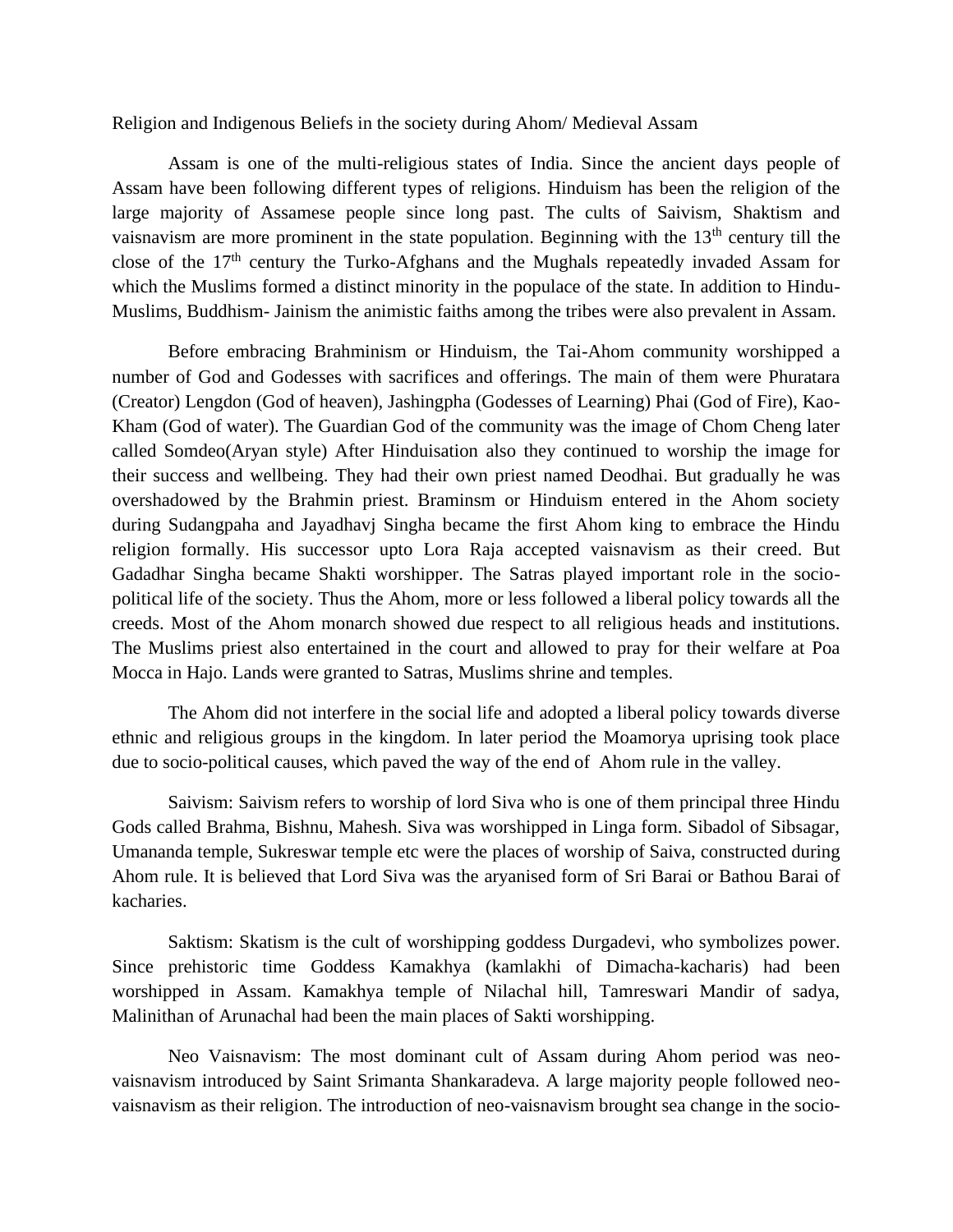Religion and Indigenous Beliefs in the society during Ahom/ Medieval Assam

Assam is one of the multi-religious states of India. Since the ancient days people of Assam have been following different types of religions. Hinduism has been the religion of the large majority of Assamese people since long past. The cults of Saivism, Shaktism and vaisnavism are more prominent in the state population. Beginning with the 13th century till the close of the 17th century the Turko-Afghans and the Mughals repeatedly invaded Assam for which the Muslims formed a distinct minority in the populace of the state. In addition to Hindu-Muslims, Buddhism- Jainism the animistic faiths among the tribes were also prevalent in Assam.

Before embracing Brahminism or Hinduism, the Tai-Ahom community worshipped a number of God and Godesses with sacrifices and offerings. The main of them were Phuratara (Creator) Lengdon (God of heaven), Jashingpha (Godesses of Learning) Phai (God of Fire), Kao-Kham (God of water). The Guardian God of the community was the image of Chom Cheng later called Somdeo(Aryan style) After Hinduisation also they continued to worship the image for their success and wellbeing. They had their own priest named Deodhai. But gradually he was overshadowed by the Brahmin priest. Braminsm or Hinduism entered in the Ahom society during Sudangpaha and Jayadhavj Singha became the first Ahom king to embrace the Hindu religion formally. His successor upto Lora Raja accepted vaisnavism as their creed. But Gadadhar Singha became Shakti worshipper. The Satras played important role in the socio-political life of the society. Thus the Ahom, more or less followed a liberal policy towards all the creeds. Most of the Ahom monarch showed due respect to all religious heads and institutions. The Muslims priest also entertained in the court and allowed to pray for their welfare at Poa Mocca in Hajo. Lands were granted to Satras, Muslims shrine and temples.

The Ahom did not interfere in the social life and adopted a liberal policy towards diverse ethnic and religious groups in the kingdom. In later period the Moamorya uprising took place due to socio-political causes, which paved the way of the end of Ahom rule in the valley.

Saivism: Saivism refers to worship of lord Siva who is one of them principal three Hindu Gods called Brahma, Bishnu, Mahesh. Siva was worshipped in Linga form. Sibadol of Sibsagar, Umananda temple, Sukreswar temple etc were the places of worship of Saiva, constructed during Ahom rule. It is believed that Lord Siva was the aryanised form of Sri Barai or Bathou Barai of kacharies.

Saktism: Skatism is the cult of worshipping goddess Durgadevi, who symbolizes power. Since prehistoric time Goddess Kamakhya (kamlakhi of Dimacha-kacharis) had been worshipped in Assam. Kamakhya temple of Nilachal hill, Tamreswari Mandir of sadya, Malinithan of Arunachal had been the main places of Sakti worshipping.

Neo Vaisnavism: The most dominant cult of Assam during Ahom period was neo-vaisnavism introduced by Saint Srimanta Shankaradeva. A large majority people followed neo-vaisnavism as their religion. The introduction of neo-vaisnavism brought sea change in the socio-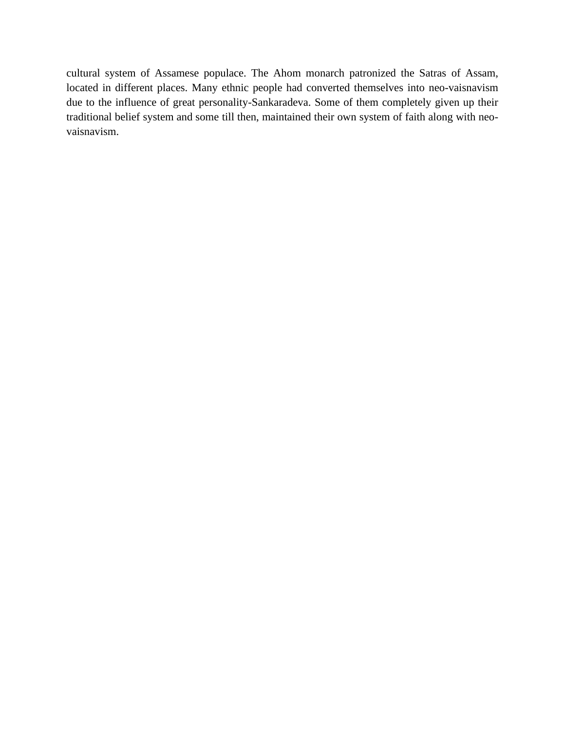cultural system of Assamese populace. The Ahom monarch patronized the Satras of Assam, located in different places. Many ethnic people had converted themselves into neo-vaisnavism due to the influence of great personality-Sankaradeva. Some of them completely given up their traditional belief system and some till then, maintained their own system of faith along with neo-vaisnavism.